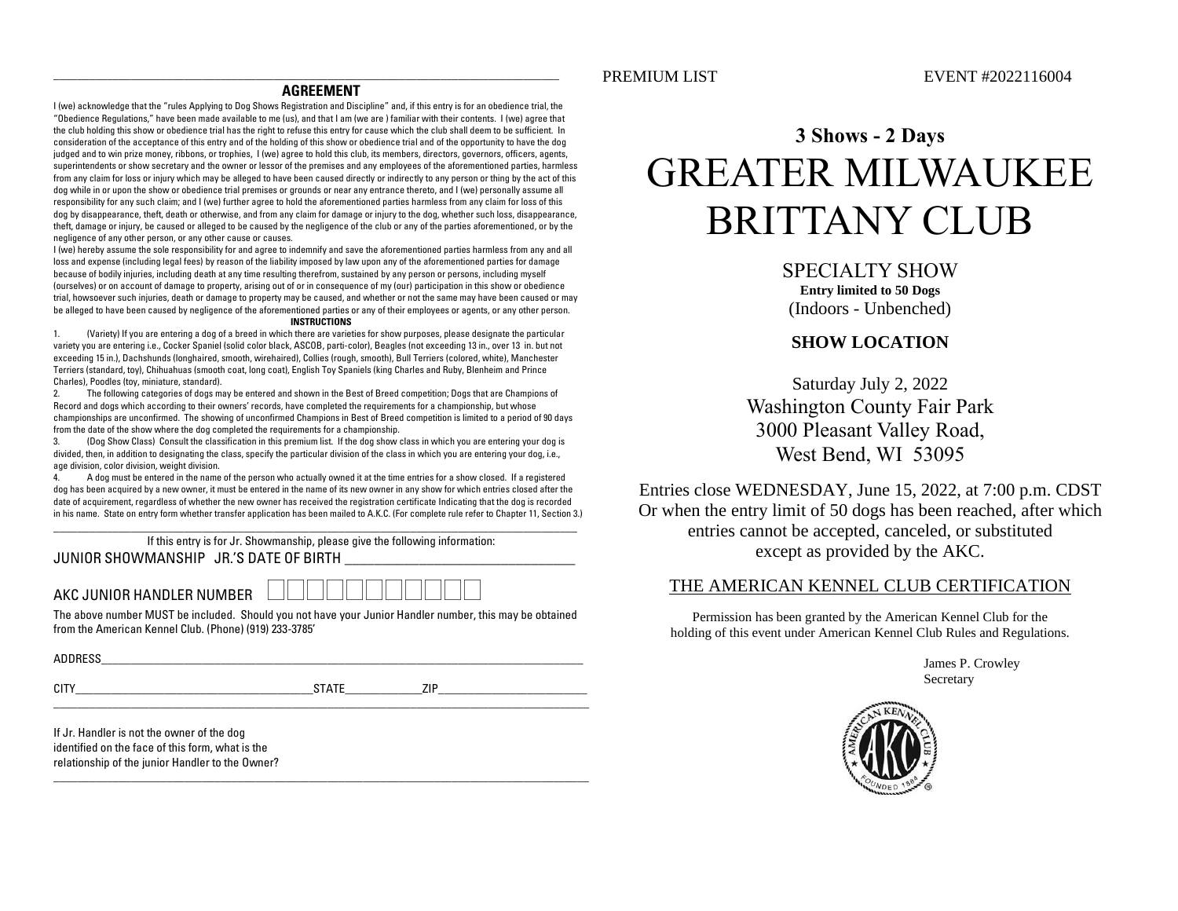## AGREEMENT

I (we) acknowledge that the "rules Applying to Dog Shows Registration and Discipline" and, if this entry is for an obedience trial, the "Obedience Regulations," have been made available to me (us), and that I am (we are ) familiar with their contents. I (we) agree that the club holding this show or obedience trial has the right to refuse this entry for cause which the club shall deem to be sufficient. In consideration of the acceptance of this entry and of the holding of this show or obedience trial and of the opportunity to have the dog judged and to win prize money, ribbons, or trophies, I (we) agree to hold this club, its members, directors, governors, officers, agents, superintendents or show secretary and the owner or lessor of the premises and any employees of the aforementioned parties, harmless from any claim for loss or injury which may be alleged to have been caused directly or indirectly to any person or thing by the act of this dog while in or upon the show or obedience trial premises or grounds or near any entrance thereto, and I (we) personally assume all responsibility for any such claim; and I (we) further agree to hold the aforementioned parties harmless from any claim for loss of this dog by disappearance, theft, death or otherwise, and from any claim for damage or injury to the dog, whether such loss, disappearance, theft, damage or injury, be caused or alleged to be caused by the negligence of the club or any of the parties aforementioned, or by the negligence of any other person, or any other cause or causes.

I (we) hereby assume the sole responsibility for and agree to indemnify and save the aforementioned parties harmless from any and all loss and expense (including legal fees) by reason of the liability imposed by law upon any of the aforementioned parties for damage because of bodily injuries, including death at any time resulting therefrom, sustained by any person or persons, including myself (ourselves) or on account of damage to property, arising out of or in consequence of my (our) participation in this show or obedience trial, howsoever such injuries, death or damage to property may be caused, and whether or not the same may have been caused or may be alleged to have been caused by negligence of the aforementioned parties or any of their employees or agents, or any other person.

**INSTRUCTIONS**

1. (Variety) If you are entering a dog of a breed in which there are varieties for show purposes, please designate the particular variety you are entering i.e., Cocker Spaniel (solid color black, ASCOB, parti-color), Beagles (not exceeding 13 in., over 13 in. but not exceeding 15 in.), Dachshunds (longhaired, smooth, wirehaired), Collies (rough, smooth), Bull Terriers (colored, white), Manchester Terriers (standard, toy), Chihuahuas (smooth coat, long coat), English Toy Spaniels (king Charles and Ruby, Blenheim and Prince Charles), Poodles (toy, miniature, standard).
2. The following categories of dogs may be entered and shown in the Best of Breed competition; Dogs that are Champions of Record and dogs which according to their owners' records, have completed the requirements for a championship, but whose championships are unconfirmed. The showing of unconfirmed Champions in Best of Breed competition is limited to a period of 90 days from the date of the show where the dog completed the requirements for a championship.
3. (Dog Show Class) Consult the classification in this premium list. If the dog show class in which you are entering your dog is divided, then, in addition to designating the class, specify the particular division of the class in which you are entering your dog, i.e., age division, color division, weight division.
4. A dog must be entered in the name of the person who actually owned it at the time entries for a show closed. If a registered dog has been acquired by a new owner, it must be entered in the name of its new owner in any show for which entries closed after the date of acquirement, regardless of whether the new owner has received the registration certificate Indicating that the dog is recorded in his name. State on entry form whether transfer application has been mailed to A.K.C. (For complete rule refer to Chapter 11, Section 3.)

If this entry is for Jr. Showmanship, please give the following information:

JUNIOR SHOWMANSHIP JR.'S DATE OF BIRTH ____________________

AKC JUNIOR HANDLER NUMBER ☐☐☐☐☐☐☐☐☐☐☐

The above number MUST be included. Should you not have your Junior Handler number, this may be obtained from the American Kennel Club. (Phone) (919) 233-3785'

ADDRESS____________________

CITY____________________STATE__________ZIP__________

If Jr. Handler is not the owner of the dog identified on the face of this form, what is the relationship of the junior Handler to the Owner?

______________________________

PREMIUM LIST EVENT #2022116004

**3 Shows - 2 Days**

# GREATER MILWAUKEE BRITTANY CLUB

SPECIALTY SHOW

**Entry limited to 50 Dogs**

(Indoors - Unbenched)

**SHOW LOCATION**

Saturday July 2, 2022
Washington County Fair Park
3000 Pleasant Valley Road,
West Bend, WI 53095

Entries close WEDNESDAY, June 15, 2022, at 7:00 p.m. CDST
Or when the entry limit of 50 dogs has been reached, after which entries cannot be accepted, canceled, or substituted except as provided by the AKC.

THE AMERICAN KENNEL CLUB CERTIFICATION

Permission has been granted by the American Kennel Club for the holding of this event under American Kennel Club Rules and Regulations.

James P. Crowley
Secretary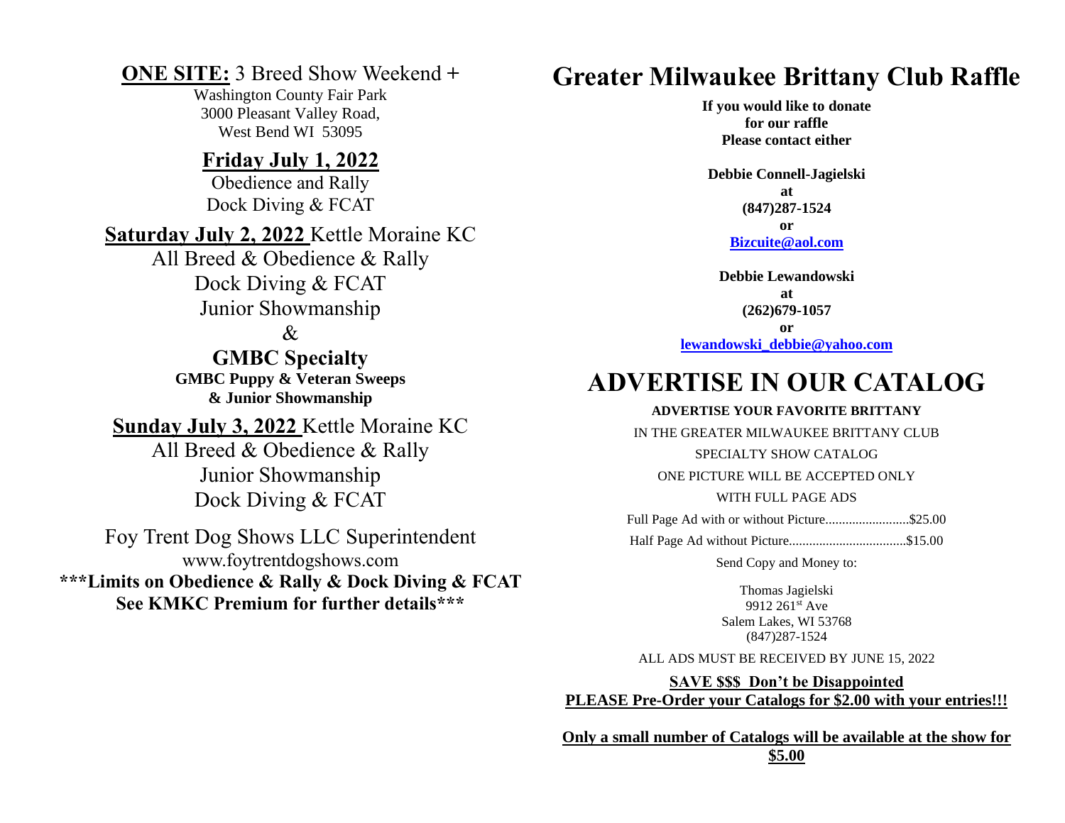**ONE SITE:** 3 Breed Show Weekend +

Washington County Fair Park
3000 Pleasant Valley Road,
West Bend WI 53095

## Friday July 1, 2022

Obedience and Rally
Dock Diving & FCAT

## Saturday July 2, 2022 Kettle Moraine KC

All Breed & Obedience & Rally
Dock Diving & FCAT
Junior Showmanship

&

### GMBC Specialty

**GMBC Puppy & Veteran Sweeps**
**& Junior Showmanship**

## Sunday July 3, 2022 Kettle Moraine KC

All Breed & Obedience & Rally
Junior Showmanship
Dock Diving & FCAT

Foy Trent Dog Shows LLC Superintendent
www.foytrentdogshows.com

**\*\*\*Limits on Obedience & Rally & Dock Diving & FCAT**
**See KMKC Premium for further details\*\*\***

# Greater Milwaukee Brittany Club Raffle

**If you would like to donate**
**for our raffle**
**Please contact either**

**Debbie Connell-Jagielski**
**at**
**(847)287-1524**
**or**
**Bizcuite@aol.com**

**Debbie Lewandowski**
**at**
**(262)679-1057**
**or**
**lewandowski_debbie@yahoo.com**

# ADVERTISE IN OUR CATALOG

**ADVERTISE YOUR FAVORITE BRITTANY**

IN THE GREATER MILWAUKEE BRITTANY CLUB

SPECIALTY SHOW CATALOG

ONE PICTURE WILL BE ACCEPTED ONLY

WITH FULL PAGE ADS

Full Page Ad with or without Picture.........................$25.00

Half Page Ad without Picture..................................$15.00

Send Copy and Money to:

Thomas Jagielski
9912 261st Ave
Salem Lakes, WI 53768
(847)287-1524

ALL ADS MUST BE RECEIVED BY JUNE 15, 2022

**SAVE $$$ Don't be Disappointed**
**PLEASE Pre-Order your Catalogs for $2.00 with your entries!!!**

**Only a small number of Catalogs will be available at the show for $5.00**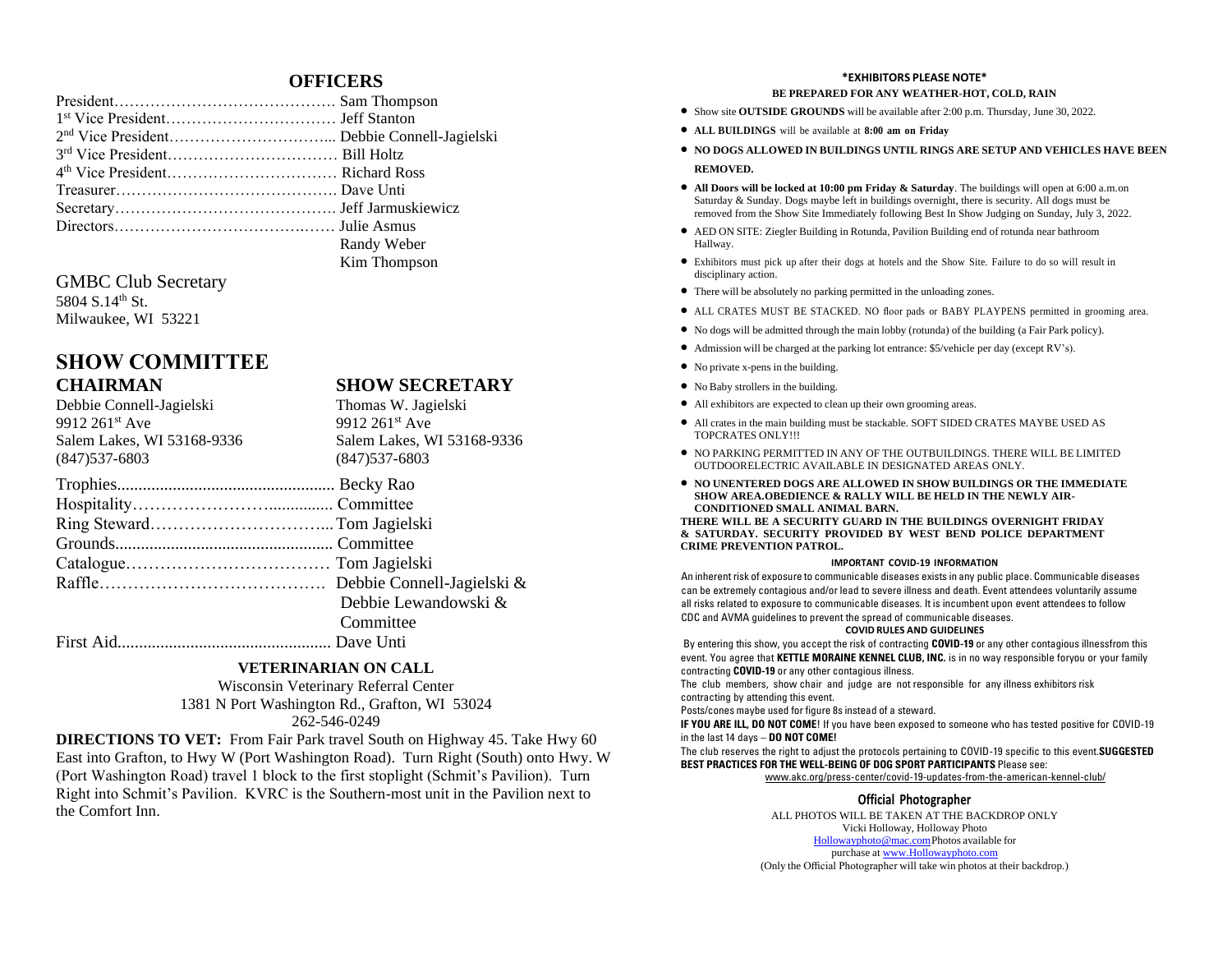## OFFICERS

| | |
|---|---|
| President | Sam Thompson |
| 1st Vice President | Jeff Stanton |
| 2nd Vice President | Debbie Connell-Jagielski |
| 3rd Vice President | Bill Holtz |
| 4th Vice President | Richard Ross |
| Treasurer | Dave Unti |
| Secretary | Jeff Jarmuskiewicz |
| Directors | Julie Asmus |
| | Randy Weber |
| | Kim Thompson |

GMBC Club Secretary
5804 S.14th St.
Milwaukee, WI 53221

# SHOW COMMITTEE

| CHAIRMAN | SHOW SECRETARY |
|---|---|
| Debbie Connell-Jagielski | Thomas W. Jagielski |
| 9912 261st Ave | 9912 261st Ave |
| Salem Lakes, WI 53168-9336 | Salem Lakes, WI 53168-9336 |
| (847)537-6803 | (847)537-6803 |

| | |
|---|---|
| Trophies | Becky Rao |
| Hospitality | Committee |
| Ring Steward | Tom Jagielski |
| Grounds | Committee |
| Catalogue | Tom Jagielski |
| Raffle | Debbie Connell-Jagielski & Debbie Lewandowski & Committee |
| First Aid | Dave Unti |

### VETERINARIAN ON CALL

Wisconsin Veterinary Referral Center
1381 N Port Washington Rd., Grafton, WI 53024
262-546-0249

**DIRECTIONS TO VET:** From Fair Park travel South on Highway 45. Take Hwy 60 East into Grafton, to Hwy W (Port Washington Road). Turn Right (South) onto Hwy. W (Port Washington Road) travel 1 block to the first stoplight (Schmit's Pavilion). Turn Right into Schmit's Pavilion. KVRC is the Southern-most unit in the Pavilion next to the Comfort Inn.

**\*EXHIBITORS PLEASE NOTE\***

**BE PREPARED FOR ANY WEATHER-HOT, COLD, RAIN**

- Show site **OUTSIDE GROUNDS** will be available after 2:00 p.m. Thursday, June 30, 2022.
- **ALL BUILDINGS** will be available at **8:00 am on Friday**
- **NO DOGS ALLOWED IN BUILDINGS UNTIL RINGS ARE SETUP AND VEHICLES HAVE BEEN REMOVED.**
- **All Doors will be locked at 10:00 pm Friday & Saturday**. The buildings will open at 6:00 a.m.on Saturday & Sunday. Dogs maybe left in buildings overnight, there is security. All dogs must be removed from the Show Site Immediately following Best In Show Judging on Sunday, July 3, 2022.
- AED ON SITE: Ziegler Building in Rotunda, Pavilion Building end of rotunda near bathroom Hallway.
- Exhibitors must pick up after their dogs at hotels and the Show Site. Failure to do so will result in disciplinary action.
- There will be absolutely no parking permitted in the unloading zones.
- ALL CRATES MUST BE STACKED. NO floor pads or BABY PLAYPENS permitted in grooming area.
- No dogs will be admitted through the main lobby (rotunda) of the building (a Fair Park policy).
- Admission will be charged at the parking lot entrance: $5/vehicle per day (except RV's).
- No private x-pens in the building.
- No Baby strollers in the building.
- All exhibitors are expected to clean up their own grooming areas.
- All crates in the main building must be stackable. SOFT SIDED CRATES MAYBE USED AS TOPCRATES ONLY!!!
- NO PARKING PERMITTED IN ANY OF THE OUTBUILDINGS. THERE WILL BE LIMITED OUTDOORELECTRIC AVAILABLE IN DESIGNATED AREAS ONLY.
- **NO UNENTERED DOGS ARE ALLOWED IN SHOW BUILDINGS OR THE IMMEDIATE SHOW AREA.OBEDIENCE & RALLY WILL BE HELD IN THE NEWLY AIR-CONDITIONED SMALL ANIMAL BARN.**

**THERE WILL BE A SECURITY GUARD IN THE BUILDINGS OVERNIGHT FRIDAY & SATURDAY. SECURITY PROVIDED BY WEST BEND POLICE DEPARTMENT CRIME PREVENTION PATROL.**

**IMPORTANT COVID-19 INFORMATION**

An inherent risk of exposure to communicable diseases exists in any public place. Communicable diseases can be extremely contagious and/or lead to severe illness and death. Event attendees voluntarily assume all risks related to exposure to communicable diseases. It is incumbent upon event attendees to follow CDC and AVMA guidelines to prevent the spread of communicable diseases.

**COVID RULES AND GUIDELINES**

By entering this show, you accept the risk of contracting **COVID-19** or any other contagious illnessfrom this event. You agree that **KETTLE MORAINE KENNEL CLUB, INC.** is in no way responsible foryou or your family contracting **COVID-19** or any other contagious illness.

The club members, show chair and judge are not responsible for any illness exhibitors risk contracting by attending this event.

Posts/cones maybe used for figure 8s instead of a steward.

**IF YOU ARE ILL, DO NOT COME**! If you have been exposed to someone who has tested positive for COVID-19 in the last 14 days – **DO NOT COME!**

The club reserves the right to adjust the protocols pertaining to COVID-19 specific to this event.**SUGGESTED BEST PRACTICES FOR THE WELL-BEING OF DOG SPORT PARTICIPANTS** Please see:
www.akc.org/press-center/covid-19-updates-from-the-american-kennel-club/

### Official Photographer

ALL PHOTOS WILL BE TAKEN AT THE BACKDROP ONLY
Vicki Holloway, Holloway Photo
Hollowayphoto@mac.com Photos available for purchase at www.Hollowayphoto.com
(Only the Official Photographer will take win photos at their backdrop.)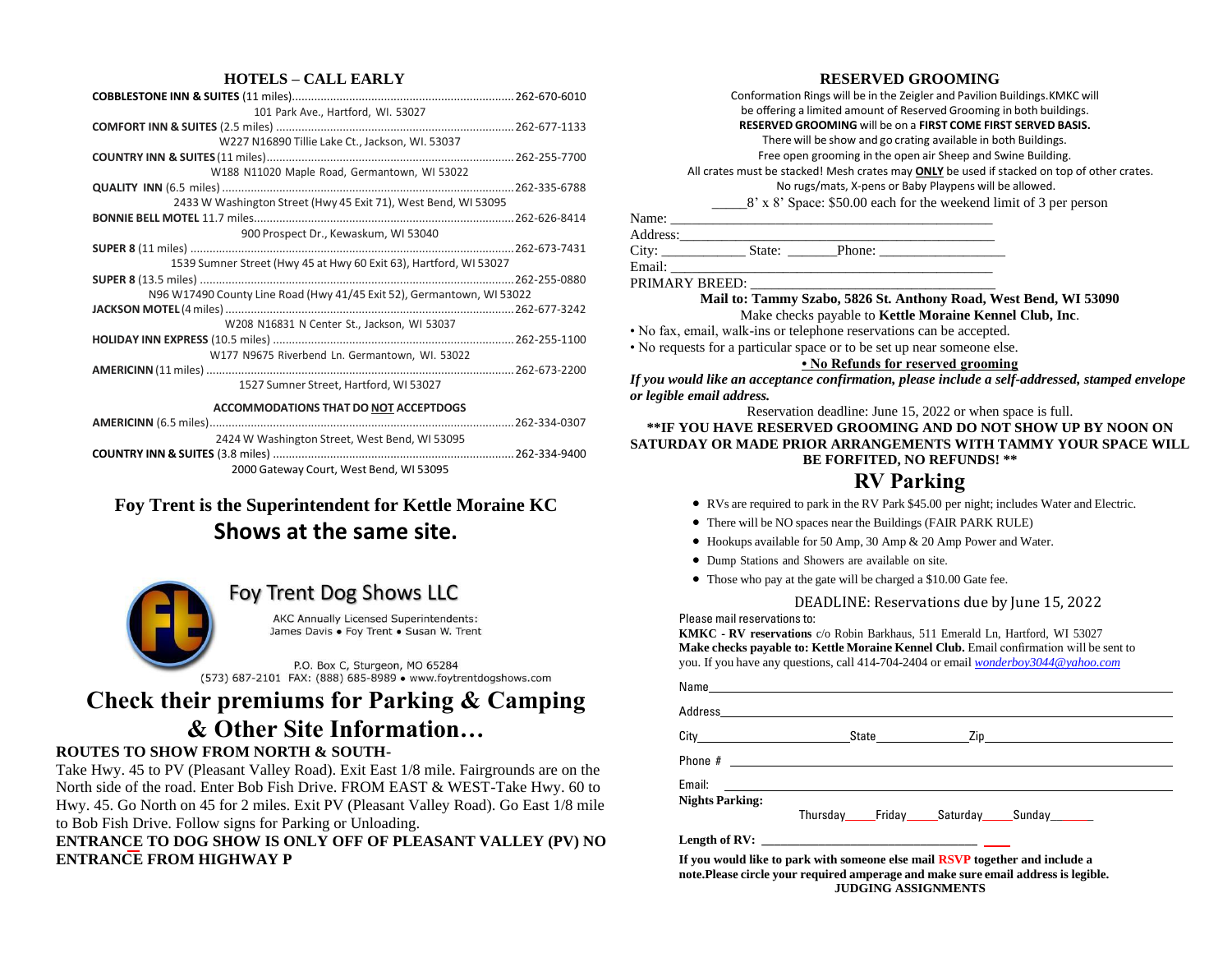## HOTELS – CALL EARLY

**COBBLESTONE INN & SUITES** (11 miles)........262-670-6010
101 Park Ave., Hartford, WI. 53027

**COMFORT INN & SUITES** (2.5 miles)........262-677-1133
W227 N16890 Tillie Lake Ct., Jackson, WI. 53037

**COUNTRY INN & SUITES** (11 miles)........262-255-7700
W188 N11020 Maple Road, Germantown, WI 53022

**QUALITY INN** (6.5 miles)........262-335-6788
2433 W Washington Street (Hwy 45 Exit 71), West Bend, WI 53095

**BONNIE BELL MOTEL** 11.7 miles........262-626-8414
900 Prospect Dr., Kewaskum, WI 53040

**SUPER 8** (11 miles)........262-673-7431
1539 Sumner Street (Hwy 45 at Hwy 60 Exit 63), Hartford, WI 53027

**SUPER 8** (13.5 miles)........262-255-0880
N96 W17490 County Line Road (Hwy 41/45 Exit 52), Germantown, WI 53022

**JACKSON MOTEL** (4 miles)........262-677-3242
W208 N16831 N Center St., Jackson, WI 53037

**HOLIDAY INN EXPRESS** (10.5 miles)........262-255-1100
W177 N9675 Riverbend Ln. Germantown, WI. 53022

**AMERICINN** (11 miles)........262-673-2200
1527 Sumner Street, Hartford, WI 53027

**ACCOMMODATIONS THAT DO NOT ACCEPTDOGS**

**AMERICINN** (6.5 miles)........262-334-0307
2424 W Washington Street, West Bend, WI 53095

**COUNTRY INN & SUITES** (3.8 miles)........262-334-9400
2000 Gateway Court, West Bend, WI 53095

## Foy Trent is the Superintendent for Kettle Moraine KC Shows at the same site.

**Foy Trent Dog Shows LLC**
AKC Annually Licensed Superintendents:
James Davis • Foy Trent • Susan W. Trent

P.O. Box C, Sturgeon, MO 65284
(573) 687-2101 FAX: (888) 685-8989 • www.foytrentdogshows.com

## Check their premiums for Parking & Camping & Other Site Information…

**ROUTES TO SHOW FROM NORTH & SOUTH-**
Take Hwy. 45 to PV (Pleasant Valley Road). Exit East 1/8 mile. Fairgrounds are on the North side of the road. Enter Bob Fish Drive. FROM EAST & WEST-Take Hwy. 60 to Hwy. 45. Go North on 45 for 2 miles. Exit PV (Pleasant Valley Road). Go East 1/8 mile to Bob Fish Drive. Follow signs for Parking or Unloading.
**ENTRANCE TO DOG SHOW IS ONLY OFF OF PLEASANT VALLEY (PV) NO ENTRANCE FROM HIGHWAY P**

## RESERVED GROOMING

Conformation Rings will be in the Zeigler and Pavilion Buildings.KMKC will be offering a limited amount of Reserved Grooming in both buildings.
**RESERVED GROOMING** will be on a **FIRST COME FIRST SERVED BASIS.**
There will be show and go crating available in both Buildings.
Free open grooming in the open air Sheep and Swine Building.
All crates must be stacked! Mesh crates may **ONLY** be used if stacked on top of other crates.
No rugs/mats, X-pens or Baby Playpens will be allowed.

_____8' x 8' Space: $50.00 each for the weekend limit of 3 per person

Name: ______________________________________________
Address:_____________________________________________
City: ___________ State: _______Phone: _________________
Email: ______________________________________________
PRIMARY BREED: ____________________________________

**Mail to: Tammy Szabo, 5826 St. Anthony Road, West Bend, WI 53090**
Make checks payable to **Kettle Moraine Kennel Club, Inc**.

- No fax, email, walk-ins or telephone reservations can be accepted.
- No requests for a particular space or to be set up near someone else.
- **No Refunds for reserved grooming**

***If you would like an acceptance confirmation, please include a self-addressed, stamped envelope or legible email address.***

Reservation deadline: June 15, 2022 or when space is full.

**\*\*IF YOU HAVE RESERVED GROOMING AND DO NOT SHOW UP BY NOON ON SATURDAY OR MADE PRIOR ARRANGEMENTS WITH TAMMY YOUR SPACE WILL BE FORFITED, NO REFUNDS! \*\***

## RV Parking

- RVs are required to park in the RV Park $45.00 per night; includes Water and Electric.
- There will be NO spaces near the Buildings (FAIR PARK RULE)
- Hookups available for 50 Amp, 30 Amp & 20 Amp Power and Water.
- Dump Stations and Showers are available on site.
- Those who pay at the gate will be charged a $10.00 Gate fee.

DEADLINE: Reservations due by June 15, 2022

Please mail reservations to:
**KMKC - RV reservations** c/o Robin Barkhaus, 511 Emerald Ln, Hartford, WI 53027
**Make checks payable to: Kettle Moraine Kennel Club.** Email confirmation will be sent to you. If you have any questions, call 414-704-2404 or email *wonderboy3044@yahoo.com*

Name______________________________________________
Address____________________________________________
City_______________State_____________Zip_____________
Phone # ___________________________________________
Email: _____________________________________________
**Nights Parking:**
Thursday_____Friday_____Saturday_____Sunday_______

**Length of RV:** ___________________________

**If you would like to park with someone else mail RSVP together and include a note.Please circle your required amperage and make sure email address is legible.**

**JUDGING ASSIGNMENTS**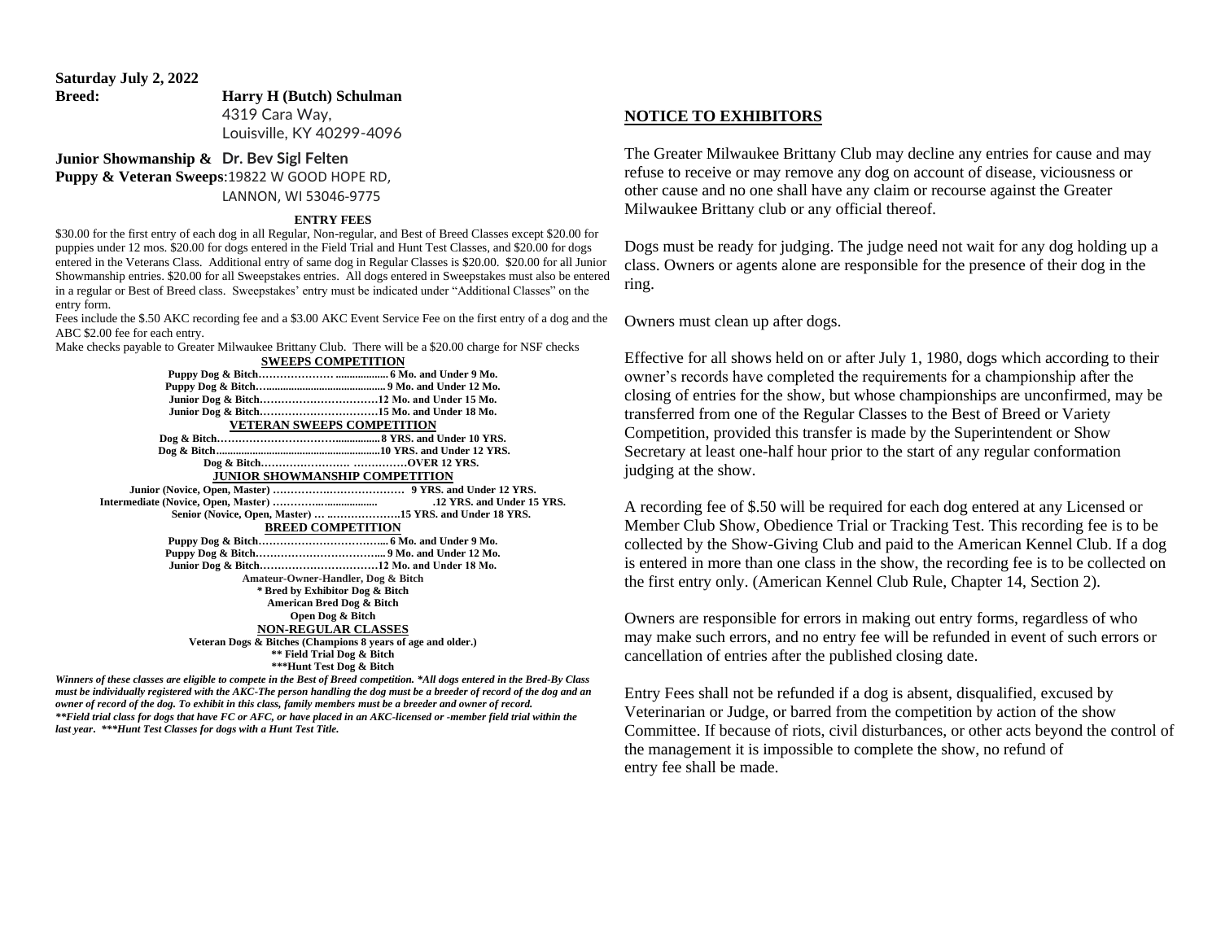**Saturday July 2, 2022**

**Breed:** **Harry H (Butch) Schulman**
4319 Cara Way,
Louisville, KY 40299-4096

**Junior Showmanship & Puppy & Veteran Sweeps**: **Dr. Bev Sigl Felten**
19822 W GOOD HOPE RD,
LANNON, WI 53046-9775

**ENTRY FEES**

$30.00 for the first entry of each dog in all Regular, Non-regular, and Best of Breed Classes except $20.00 for puppies under 12 mos. $20.00 for dogs entered in the Field Trial and Hunt Test Classes, and $20.00 for dogs entered in the Veterans Class. Additional entry of same dog in Regular Classes is $20.00. $20.00 for all Junior Showmanship entries. $20.00 for all Sweepstakes entries. All dogs entered in Sweepstakes must also be entered in a regular or Best of Breed class. Sweepstakes' entry must be indicated under "Additional Classes" on the entry form.

Fees include the $.50 AKC recording fee and a $3.00 AKC Event Service Fee on the first entry of a dog and the ABC $2.00 fee for each entry.

Make checks payable to Greater Milwaukee Brittany Club. There will be a $20.00 charge for NSF checks

**SWEEPS COMPETITION**

**Puppy Dog & Bitch…………………................. 6 Mo. and Under 9 Mo.**
**Puppy Dog & Bitch…......................................... 9 Mo. and Under 12 Mo.**
**Junior Dog & Bitch……………………………12 Mo. and Under 15 Mo.**
**Junior Dog & Bitch……………………………15 Mo. and Under 18 Mo.**

**VETERAN SWEEPS COMPETITION**

**Dog & Bitch……………………………............... 8 YRS. and Under 10 YRS.**
**Dog & Bitch.........................................................10 YRS. and Under 12 YRS.**
**Dog & Bitch…………………… ……………OVER 12 YRS.**

**JUNIOR SHOWMANSHIP COMPETITION**

**Junior (Novice, Open, Master) ……………………………… 9 YRS. and Under 12 YRS.**
**Intermediate (Novice, Open, Master) …………...................... .12 YRS. and Under 15 YRS.**
**Senior (Novice, Open, Master) … ..……………….15 YRS. and Under 18 YRS.**

**BREED COMPETITION**

**Puppy Dog & Bitch……………………………... 6 Mo. and Under 9 Mo.**
**Puppy Dog & Bitch……………………………... 9 Mo. and Under 12 Mo.**
**Junior Dog & Bitch……………………………12 Mo. and Under 18 Mo.**
**Amateur-Owner-Handler, Dog & Bitch**
**\* Bred by Exhibitor Dog & Bitch**
**American Bred Dog & Bitch**
**Open Dog & Bitch**

**NON-REGULAR CLASSES**

**Veteran Dogs & Bitches (Champions 8 years of age and older.)**
**\*\* Field Trial Dog & Bitch**
**\*\*\*Hunt Test Dog & Bitch**

***Winners of these classes are eligible to compete in the Best of Breed competition. \*All dogs entered in the Bred-By Class must be individually registered with the AKC-The person handling the dog must be a breeder of record of the dog and an owner of record of the dog. To exhibit in this class, family members must be a breeder and owner of record.***
***\*\*Field trial class for dogs that have FC or AFC, or have placed in an AKC-licensed or -member field trial within the last year. \*\*\*Hunt Test Classes for dogs with a Hunt Test Title.***

## NOTICE TO EXHIBITORS

The Greater Milwaukee Brittany Club may decline any entries for cause and may refuse to receive or may remove any dog on account of disease, viciousness or other cause and no one shall have any claim or recourse against the Greater Milwaukee Brittany club or any official thereof.

Dogs must be ready for judging. The judge need not wait for any dog holding up a class. Owners or agents alone are responsible for the presence of their dog in the ring.

Owners must clean up after dogs.

Effective for all shows held on or after July 1, 1980, dogs which according to their owner's records have completed the requirements for a championship after the closing of entries for the show, but whose championships are unconfirmed, may be transferred from one of the Regular Classes to the Best of Breed or Variety Competition, provided this transfer is made by the Superintendent or Show Secretary at least one-half hour prior to the start of any regular conformation judging at the show.

A recording fee of $.50 will be required for each dog entered at any Licensed or Member Club Show, Obedience Trial or Tracking Test. This recording fee is to be collected by the Show-Giving Club and paid to the American Kennel Club. If a dog is entered in more than one class in the show, the recording fee is to be collected on the first entry only. (American Kennel Club Rule, Chapter 14, Section 2).

Owners are responsible for errors in making out entry forms, regardless of who may make such errors, and no entry fee will be refunded in event of such errors or cancellation of entries after the published closing date.

Entry Fees shall not be refunded if a dog is absent, disqualified, excused by Veterinarian or Judge, or barred from the competition by action of the show Committee. If because of riots, civil disturbances, or other acts beyond the control of the management it is impossible to complete the show, no refund of entry fee shall be made.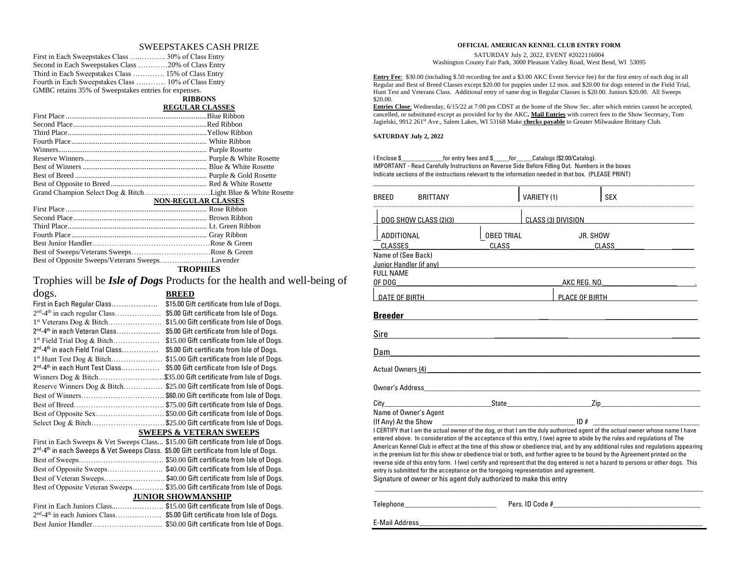## SWEEPSTAKES CASH PRIZE

First in Each Sweepstakes Class …..……….. 30% of Class Entry
Second in Each Sweepstakes Class …………20% of Class Entry
Third in Each Sweepstakes Class …………. 15% of Class Entry
Fourth in Each Sweepstakes Class ………… 10% of Class Entry
GMBC retains 35% of Sweepstakes entries for expenses.

### RIBBONS

**REGULAR CLASSES**

| | |
|---|---|
| First Place | Blue Ribbon |
| Second Place | Red Ribbon |
| Third Place | Yellow Ribbon |
| Fourth Place | White Ribbon |
| Winners | Purple Rosette |
| Reserve Winners | Purple & White Rosette |
| Best of Winners | Blue & White Rosette |
| Best of Breed | Purple & Gold Rosette |
| Best of Opposite to Breed | Red & White Rosette |
| Grand Champion Select Dog & Bitch | Light Blue & White Rosette |

**NON-REGULAR CLASSES**

| | |
|---|---|
| First Place | Rose Ribbon |
| Second Place | Brown Ribbon |
| Third Place | Lt. Green Ribbon |
| Fourth Place | Gray Ribbon |
| Best Junior Handler | Rose & Green |
| Best of Sweeps/Veterans Sweeps | Rose & Green |
| Best of Opposite Sweeps/Veterans Sweeps | Lavender |

### TROPHIES

Trophies will be ***Isle of Dogs*** Products for the health and well-being of dogs.

**BREED**

| | |
|---|---|
| First in Each Regular Class | $15.00 Gift certificate from Isle of Dogs. |
| 2nd-4th in each regular Class | $5.00 Gift certificate from Isle of Dogs. |
| 1st Veterans Dog & Bitch | $15.00 Gift certificate from Isle of Dogs. |
| 2nd-4th in each Veteran Class | $5.00 Gift certificate from Isle of Dogs. |
| 1st Field Trial Dog & Bitch | $15.00 Gift certificate from Isle of Dogs. |
| 2nd-4th in each Field Trial Class | $5.00 Gift certificate from Isle of Dogs. |
| 1st Hunt Test Dog & Bitch | $15.00 Gift certificate from Isle of Dogs. |
| 2nd-4th in each Hunt Test Class | $5.00 Gift certificate from Isle of Dogs. |
| Winners Dog & Bitch | $35.00 Gift certificate from Isle of Dogs. |
| Reserve Winners Dog & Bitch | $25.00 Gift certificate from Isle of Dogs. |
| Best of Winners | $60.00 Gift certificate from Isle of Dogs. |
| Best of Breed | $75.00 Gift certificate from Isle of Dogs. |
| Best of Opposite Sex | $50.00 Gift certificate from Isle of Dogs. |
| Select Dog & Bitch | $25.00 Gift certificate from Isle of Dogs. |

**SWEEPS & VETERAN SWEEPS**

| | |
|---|---|
| First in Each Sweeps & Vet Sweeps Class | $15.00 Gift certificate from Isle of Dogs. |
| 2nd-4th in each Sweeps & Vet Sweeps Class. | $5.00 Gift certificate from Isle of Dogs. |
| Best of Sweeps | $50.00 Gift certificate from Isle of Dogs. |
| Best of Opposite Sweeps | $40.00 Gift certificate from Isle of Dogs. |
| Best of Veteran Sweeps | $40.00 Gift certificate from Isle of Dogs. |
| Best of Opposite Veteran Sweeps | $35.00 Gift certificate from Isle of Dogs. |

**JUNIOR SHOWMANSHIP**

| | |
|---|---|
| First in Each Juniors Class | $15.00 Gift certificate from Isle of Dogs. |
| 2nd-4th in each Juniors Class | $5.00 Gift certificate from Isle of Dogs. |
| Best Junior Handler | $50.00 Gift certificate from Isle of Dogs. |

## OFFICIAL AMERICAN KENNEL CLUB ENTRY FORM

SATURDAY July 2, 2022, EVENT #2022116004
Washington County Fair Park, 3000 Pleasant Valley Road, West Bend, WI 53095

**Entry Fee**: $30.00 (including $.50 recording fee and a $3.00 AKC Event Service fee) for the first entry of each dog in all Regular and Best of Breed Classes except $20.00 for puppies under 12 mos. and $20.00 for dogs entered in the Field Trial, Hunt Test and Veterans Class. Additional entry of same dog in Regular Classes is $20.00. Juniors $20.00. All Sweeps $20.00.

**Entries Close**: Wednesday, 6/15/22 at 7:00 pm CDST at the home of the Show Sec. after which entries cannot be accepted, cancelled, or substituted except as provided for by the AKC**. Mail Entries** with correct fees to the Show Secretary, Tom Jagielski, 9912 261st Ave., Salem Lakes, WI 53168 Make **checks payable** to Greater Milwaukee Brittany Club.

**SATURDAY July 2, 2022**

I Enclose $____________for entry fees and $_____for_____Catalogs ($2.00/Catalog).
IMPORTANT - Read Carefully Instructions on Reverse Side Before Filling Out. Numbers in the boxes Indicate sections of the instructions relevant to the information needed in that box. (PLEASE PRINT)

BREED BRITTANY | VARIETY (1) | SEX

DOG SHOW CLASS (2)(3) | CLASS (3) DIVISION

ADDITIONAL CLASSES | OBED TRIAL CLASS | JR. SHOW CLASS

Name of (See Back) Junior Handler (if any) ____________________

FULL NAME OF DOG ____________________ AKC REG. NO. ____________________

DATE OF BIRTH ____________________ PLACE OF BIRTH ____________________

**Breeder** ____________________

Sire ____________________

Dam ____________________

Actual Owners (4) ____________________

Owner's Address ____________________

City____________________State____________________Zip____________________

Name of Owner's Agent (If Any) At the Show ____________________ ID # ____________________

I CERTIFY that I am the actual owner of the dog, or that I am the duly authorized agent of the actual owner whose name I have entered above. In consideration of the acceptance of this entry, I (we) agree to abide by the rules and regulations of The American Kennel Club in effect at the time of this show or obedience trial, and by any additional rules and regulations appearing in the premium list for this show or obedience trial or both, and further agree to be bound by the Agreement printed on the reverse side of this entry form. I (we) certify and represent that the dog entered is not a hazard to persons or other dogs. This entry is submitted for the acceptance on the foregoing representation and agreement.
Signature of owner or his agent duly authorized to make this entry

____________________

Telephone____________________ Pers. ID Code #____________________

E-Mail Address____________________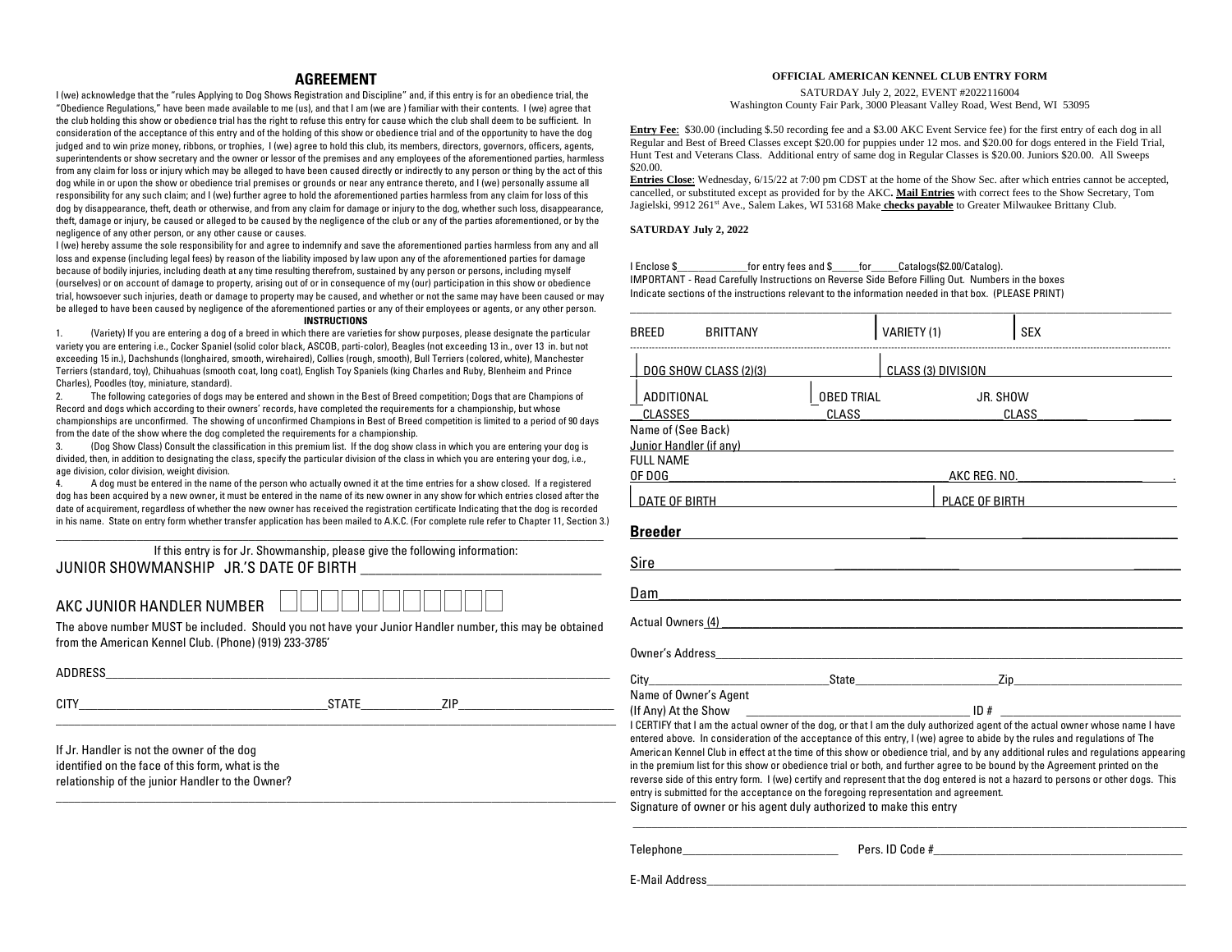## AGREEMENT

I (we) acknowledge that the "rules Applying to Dog Shows Registration and Discipline" and, if this entry is for an obedience trial, the "Obedience Regulations," have been made available to me (us), and that I am (we are ) familiar with their contents. I (we) agree that the club holding this show or obedience trial has the right to refuse this entry for any cause which the club shall deem to be sufficient. In consideration of the acceptance of this entry and of the holding of this show or obedience trial and of the opportunity to have the dog judged and to win prize money, ribbons, or trophies, I (we) agree to hold this club, its members, directors, governors, officers, agents, superintendents or show secretary and the owner or lessor of the premises and any employees of the aforementioned parties, harmless from any claim for loss or injury which may be alleged to have been caused directly or indirectly to any person or thing by the act of this dog while in or upon the show or obedience trial premises or grounds or near any entrance thereto, and I (we) personally assume all responsibility for any such claim; and I (we) further agree to hold the aforementioned parties harmless from any claim for loss of this dog by disappearance, theft, death or otherwise, and from any claim for damage or injury to the dog, whether such loss, disappearance, theft, damage or injury, be caused or alleged to be caused by the negligence of the club or any of the parties aforementioned, or by the negligence of any other person, or any other cause or causes.

I (we) hereby assume the sole responsibility for and agree to indemnify and save the aforementioned parties harmless from any and all loss and expense (including legal fees) by reason of the liability imposed by law upon any of the aforementioned parties for damage because of bodily injuries, including death at any time resulting therefrom, sustained by any person or persons, including myself (ourselves) or on account of damage to property, arising out of or in consequence of my (our) participation in this show or obedience trial, howsoever such injuries, death or damage to property may be caused, and whether or not the same may have been caused or may be alleged to have been caused by negligence of the aforementioned parties or any of their employees or agents, or any other person.

### INSTRUCTIONS

1. (Variety) If you are entering a dog of a breed in which there are varieties for show purposes, please designate the particular variety you are entering i.e., Cocker Spaniel (solid color black, ASCOB, parti-color), Beagles (not exceeding 13 in., over 13 in. but not exceeding 15 in.), Dachshunds (longhaired, smooth, wirehaired), Collies (rough, smooth), Bull Terriers (colored, white), Manchester Terriers (standard, toy), Chihuahuas (smooth coat, long coat), English Toy Spaniels (king Charles and Ruby, Blenheim and Prince Charles), Poodles (toy, miniature, standard).
2. The following categories of dogs may be entered and shown in the Best of Breed competition; Dogs that are Champions of Record and dogs which according to their owners' records, have completed the requirements for a championship, but whose championships are unconfirmed. The showing of unconfirmed Champions in Best of Breed competition is limited to a period of 90 days from the date of the show where the dog completed the requirements for a championship.
3. (Dog Show Class) Consult the classification in this premium list. If the dog show class in which you are entering your dog is divided, then, in addition to designating the class, specify the particular division of the class in which you are entering your dog, i.e., age division, color division, weight division.
4. A dog must be entered in the name of the person who actually owned it at the time entries for a show closed. If a registered dog has been acquired by a new owner, it must be entered in the name of its new owner in any show for which entries closed after the date of acquirement, regardless of whether the new owner has received the registration certificate Indicating that the dog is recorded in his name. State on entry form whether transfer application has been mailed to A.K.C. (For complete rule refer to Chapter 11, Section 3.)

If this entry is for Jr. Showmanship, please give the following information:

JUNIOR SHOWMANSHIP JR.'S DATE OF BIRTH ______________________

AKC JUNIOR HANDLER NUMBER ☐☐☐☐☐☐☐☐☐☐☐

The above number MUST be included. Should you not have your Junior Handler number, this may be obtained from the American Kennel Club. (Phone) (919) 233-3785'

ADDRESS______________________________________________

CITY______________________ STATE__________ ZIP______________

If Jr. Handler is not the owner of the dog identified on the face of this form, what is the relationship of the junior Handler to the Owner?

______________________________________________

**OFFICIAL AMERICAN KENNEL CLUB ENTRY FORM**

SATURDAY July 2, 2022, EVENT #2022116004
Washington County Fair Park, 3000 Pleasant Valley Road, West Bend, WI 53095

**Entry Fee**: $30.00 (including $.50 recording fee and a $3.00 AKC Event Service fee) for the first entry of each dog in all Regular and Best of Breed Classes except $20.00 for puppies under 12 mos. and $20.00 for dogs entered in the Field Trial, Hunt Test and Veterans Class. Additional entry of same dog in Regular Classes is $20.00. Juniors $20.00. All Sweeps $20.00.

**Entries Close**: Wednesday, 6/15/22 at 7:00 pm CDST at the home of the Show Sec. after which entries cannot be accepted, cancelled, or substituted except as provided for by the AKC**.** **Mail Entries** with correct fees to the Show Secretary, Tom Jagielski, 9912 261st Ave., Salem Lakes, WI 53168 Make **checks payable** to Greater Milwaukee Brittany Club.

**SATURDAY July 2, 2022**

I Enclose $__________for entry fees and $_____for_____Catalogs($2.00/Catalog).

IMPORTANT - Read Carefully Instructions on Reverse Side Before Filling Out. Numbers in the boxes Indicate sections of the instructions relevant to the information needed in that box. (PLEASE PRINT)

BREED BRITTANY | VARIETY (1) | SEX

DOG SHOW CLASS (2)(3) | CLASS (3) DIVISION

ADDITIONAL CLASSES | OBED TRIAL CLASS | JR. SHOW CLASS

Name of (See Back) Junior Handler (if any)______________________

FULL NAME OF DOG______________________ AKC REG. NO.______________

DATE OF BIRTH______________________ | PLACE OF BIRTH______________

**Breeder** ______________________

Sire ______________________

Dam ______________________

Actual Owners (4) ______________________

Owner's Address______________________

City______________ State______________ Zip______________

Name of Owner's Agent (If Any) At the Show ______________________ ID # ______________

I CERTIFY that I am the actual owner of the dog, or that I am the duly authorized agent of the actual owner whose name I have entered above. In consideration of the acceptance of this entry, I (we) agree to abide by the rules and regulations of The American Kennel Club in effect at the time of this show or obedience trial, and by any additional rules and regulations appearing in the premium list for this show or obedience trial or both, and further agree to be bound by the Agreement printed on the reverse side of this entry form. I (we) certify and represent that the dog entered is not a hazard to persons or other dogs. This entry is submitted for the acceptance on the foregoing representation and agreement.

Signature of owner or his agent duly authorized to make this entry

______________________________________________

Telephone______________________ Pers. ID Code #______________________

E-Mail Address______________________________________________